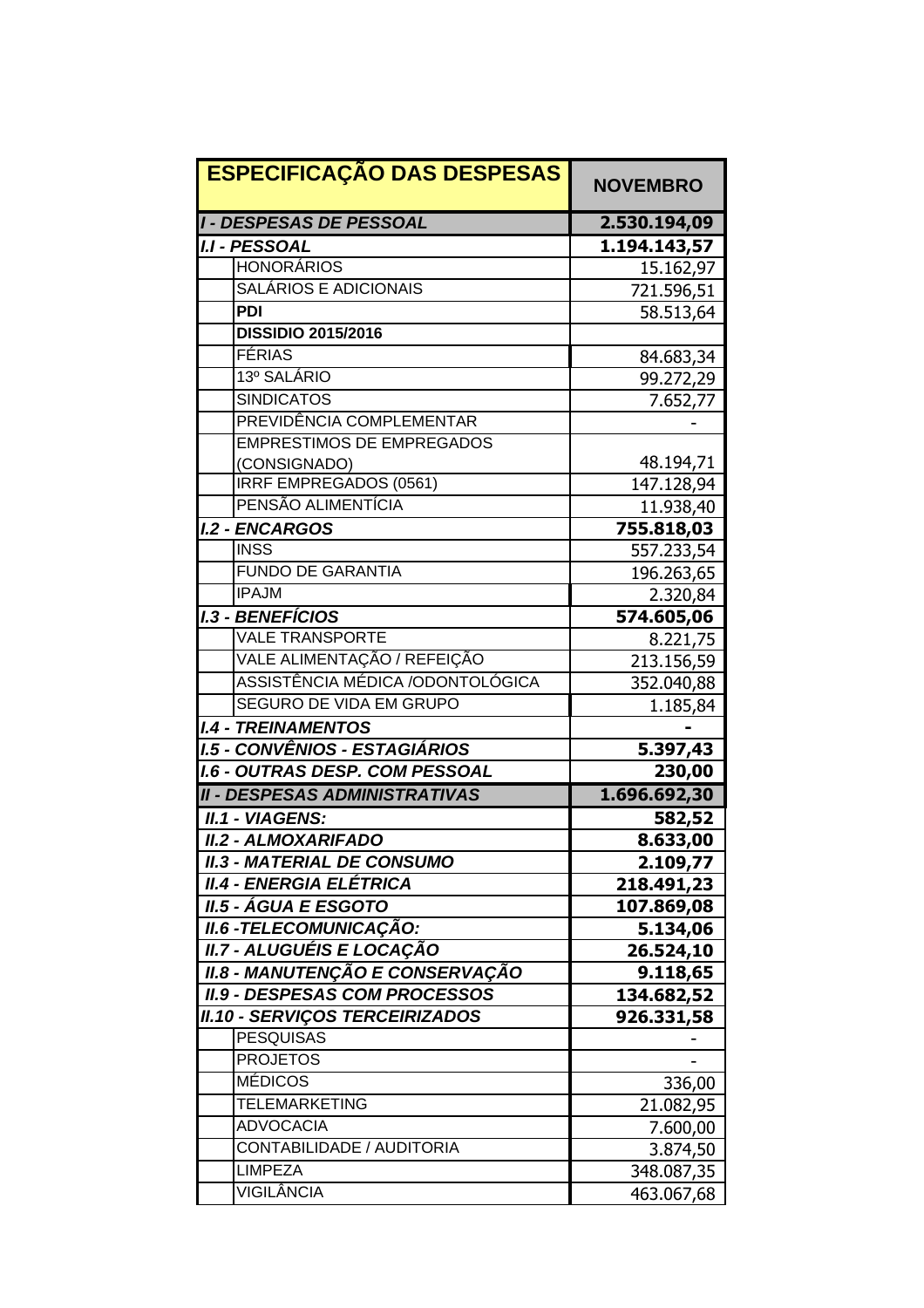| ESPECIFICAÇÃO DAS DESPESAS | | NOVEMBRO |
|---|---|---|
| ***I - DESPESAS DE PESSOAL*** | | **2.530.194,09** |
| ***I.I - PESSOAL*** | | **1.194.143,57** |
| | HONORÁRIOS | 15.162,97 |
| | SALÁRIOS E ADICIONAIS | 721.596,51 |
| | **PDI** | 58.513,64 |
| | **DISSIDIO 2015/2016** | |
| | FÉRIAS | 84.683,34 |
| | 13º SALÁRIO | 99.272,29 |
| | SINDICATOS | 7.652,77 |
| | PREVIDÊNCIA COMPLEMENTAR | - |
| | EMPRESTIMOS DE EMPREGADOS (CONSIGNADO) | 48.194,71 |
| | IRRF EMPREGADOS (0561) | 147.128,94 |
| | PENSÃO ALIMENTÍCIA | 11.938,40 |
| ***I.2 - ENCARGOS*** | | **755.818,03** |
| | INSS | 557.233,54 |
| | FUNDO DE GARANTIA | 196.263,65 |
| | IPAJM | 2.320,84 |
| ***I.3 - BENEFÍCIOS*** | | **574.605,06** |
| | VALE TRANSPORTE | 8.221,75 |
| | VALE ALIMENTAÇÃO / REFEIÇÃO | 213.156,59 |
| | ASSISTÊNCIA MÉDICA /ODONTOLÓGICA | 352.040,88 |
| | SEGURO DE VIDA EM GRUPO | 1.185,84 |
| ***I.4 - TREINAMENTOS*** | | **-** |
| ***I.5 - CONVÊNIOS - ESTAGIÁRIOS*** | | **5.397,43** |
| ***I.6 - OUTRAS DESP. COM PESSOAL*** | | **230,00** |
| ***II - DESPESAS ADMINISTRATIVAS*** | | **1.696.692,30** |
| ***II.1 - VIAGENS:*** | | **582,52** |
| ***II.2 - ALMOXARIFADO*** | | **8.633,00** |
| ***II.3 - MATERIAL DE CONSUMO*** | | **2.109,77** |
| ***II.4 - ENERGIA ELÉTRICA*** | | **218.491,23** |
| ***II.5 - ÁGUA E ESGOTO*** | | **107.869,08** |
| ***II.6 -TELECOMUNICAÇÃO:*** | | **5.134,06** |
| ***II.7 - ALUGUÉIS E LOCAÇÃO*** | | **26.524,10** |
| ***II.8 - MANUTENÇÃO E CONSERVAÇÃO*** | | **9.118,65** |
| ***II.9 - DESPESAS COM PROCESSOS*** | | **134.682,52** |
| ***II.10 - SERVIÇOS TERCEIRIZADOS*** | | **926.331,58** |
| | PESQUISAS | - |
| | PROJETOS | - |
| | MÉDICOS | 336,00 |
| | TELEMARKETING | 21.082,95 |
| | ADVOCACIA | 7.600,00 |
| | CONTABILIDADE / AUDITORIA | 3.874,50 |
| | LIMPEZA | 348.087,35 |
| | VIGILÂNCIA | 463.067,68 |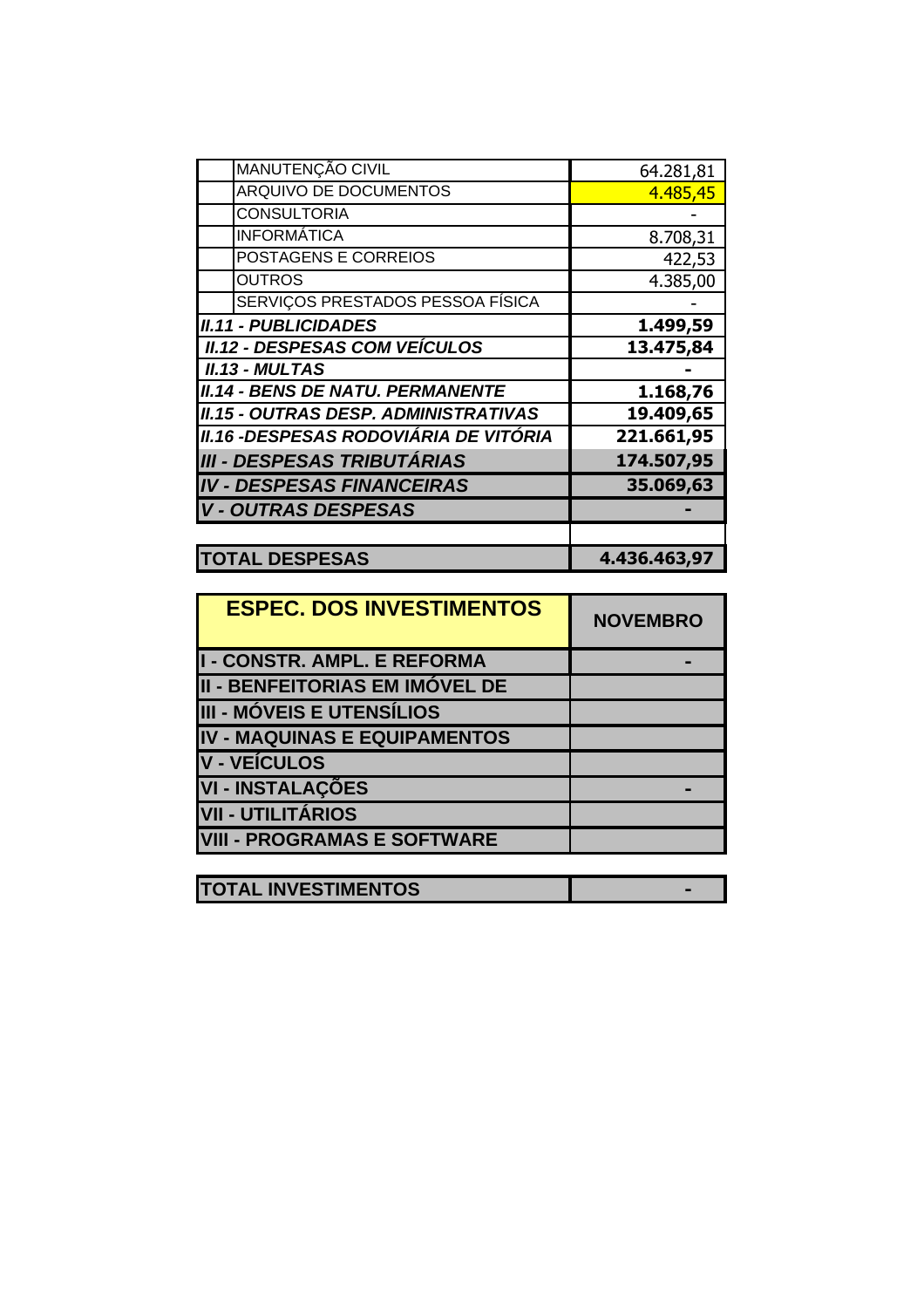| | | |
|---|---|---|
| | MANUTENÇÃO CIVIL | 64.281,81 |
| | ARQUIVO DE DOCUMENTOS | 4.485,45 |
| | CONSULTORIA | - |
| | INFORMÁTICA | 8.708,31 |
| | POSTAGENS E CORREIOS | 422,53 |
| | OUTROS | 4.385,00 |
| | SERVIÇOS PRESTADOS PESSOA FÍSICA | - |
| ***II.11 - PUBLICIDADES*** | | **1.499,59** |
| ***II.12 - DESPESAS COM VEÍCULOS*** | | **13.475,84** |
| ***II.13 - MULTAS*** | | **-** |
| ***II.14 - BENS DE NATU. PERMANENTE*** | | **1.168,76** |
| ***II.15 - OUTRAS DESP. ADMINISTRATIVAS*** | | **19.409,65** |
| ***II.16 -DESPESAS RODOVIÁRIA DE VITÓRIA*** | | **221.661,95** |
| ***III - DESPESAS TRIBUTÁRIAS*** | | **174.507,95** |
| ***IV - DESPESAS FINANCEIRAS*** | | **35.069,63** |
| ***V - OUTRAS DESPESAS*** | | **-** |
| | | |
| **TOTAL DESPESAS** | | **4.436.463,97** |

| ESPEC. DOS INVESTIMENTOS | NOVEMBRO |
|---|---|
| **I - CONSTR. AMPL. E REFORMA** | **-** |
| **II - BENFEITORIAS EM IMÓVEL DE** | |
| **III - MÓVEIS E UTENSÍLIOS** | |
| **IV - MAQUINAS E EQUIPAMENTOS** | |
| **V - VEÍCULOS** | |
| **VI - INSTALAÇÕES** | **-** |
| **VII - UTILITÁRIOS** | |
| **VIII - PROGRAMAS E SOFTWARE** | |

| | |
|---|---|
| **TOTAL INVESTIMENTOS** | **-** |